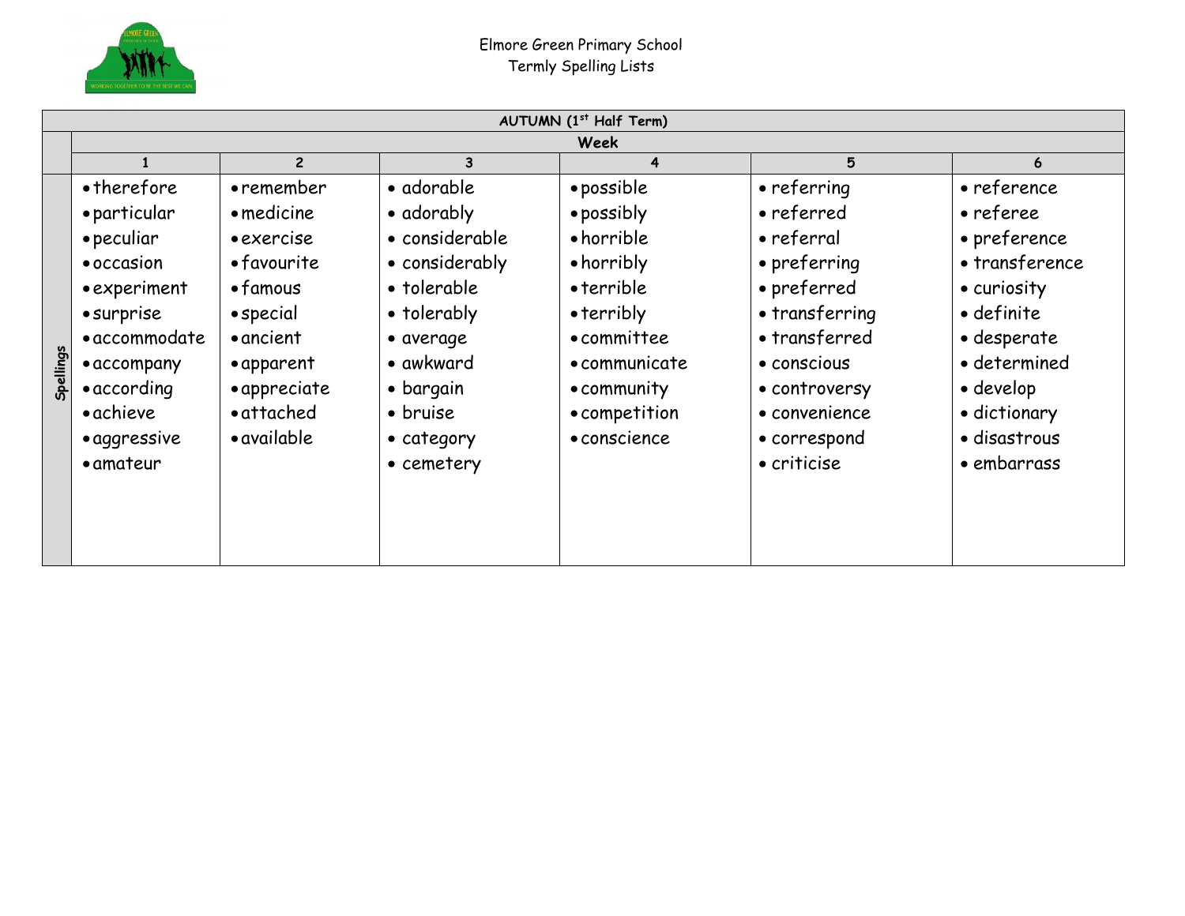Elmore Green Primary School
Termly Spelling Lists

| AUTUMN (1st Half Term) | | | | | | |
|---|---|---|---|---|---|---|
| | Week | | | | | |
| | 1 | 2 | 3 | 4 | 5 | 6 |
| Spellings | • therefore<br>• particular<br>• peculiar<br>• occasion<br>• experiment<br>• surprise<br>• accommodate<br>• accompany<br>• according<br>• achieve<br>• aggressive<br>• amateur | • remember<br>• medicine<br>• exercise<br>• favourite<br>• famous<br>• special<br>• ancient<br>• apparent<br>• appreciate<br>• attached<br>• available | • adorable<br>• adorably<br>• considerable<br>• considerably<br>• tolerable<br>• tolerably<br>• average<br>• awkward<br>• bargain<br>• bruise<br>• category<br>• cemetery | • possible<br>• possibly<br>• horrible<br>• horribly<br>• terrible<br>• terribly<br>• committee<br>• communicate<br>• community<br>• competition<br>• conscience | • referring<br>• referred<br>• referral<br>• preferring<br>• preferred<br>• transferring<br>• transferred<br>• conscious<br>• controversy<br>• convenience<br>• correspond<br>• criticise | • reference<br>• referee<br>• preference<br>• transference<br>• curiosity<br>• definite<br>• desperate<br>• determined<br>• develop<br>• dictionary<br>• disastrous<br>• embarrass |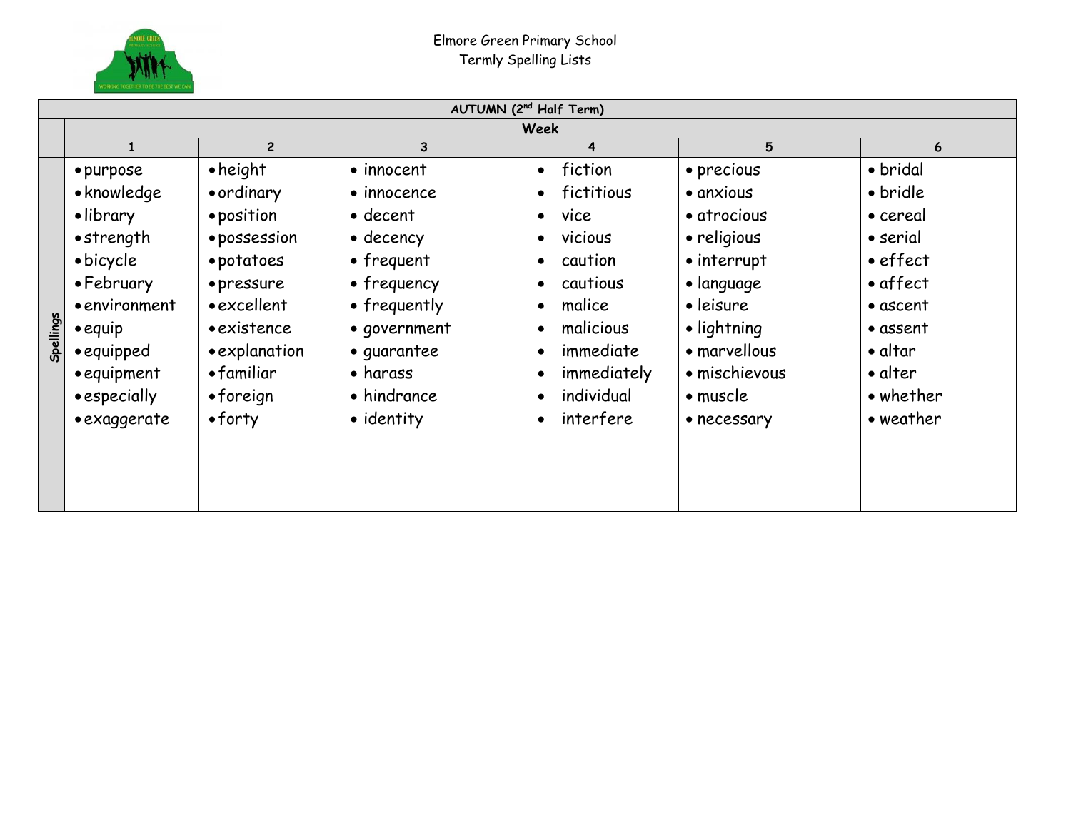Elmore Green Primary School
Termly Spelling Lists

| AUTUMN (2nd Half Term) | | | | | | |
|---|---|---|---|---|---|---|
| | Week | | | | | |
| | 1 | 2 | 3 | 4 | 5 | 6 |
| Spellings | • purpose<br>• knowledge<br>• library<br>• strength<br>• bicycle<br>• February<br>• environment<br>• equip<br>• equipped<br>• equipment<br>• especially<br>• exaggerate | • height<br>• ordinary<br>• position<br>• possession<br>• potatoes<br>• pressure<br>• excellent<br>• existence<br>• explanation<br>• familiar<br>• foreign<br>• forty | • innocent<br>• innocence<br>• decent<br>• decency<br>• frequent<br>• frequency<br>• frequently<br>• government<br>• guarantee<br>• harass<br>• hindrance<br>• identity | • fiction<br>• fictitious<br>• vice<br>• vicious<br>• caution<br>• cautious<br>• malice<br>• malicious<br>• immediate<br>• immediately<br>• individual<br>• interfere | • precious<br>• anxious<br>• atrocious<br>• religious<br>• interrupt<br>• language<br>• leisure<br>• lightning<br>• marvellous<br>• mischievous<br>• muscle<br>• necessary | • bridal<br>• bridle<br>• cereal<br>• serial<br>• effect<br>• affect<br>• ascent<br>• assent<br>• altar<br>• alter<br>• whether<br>• weather |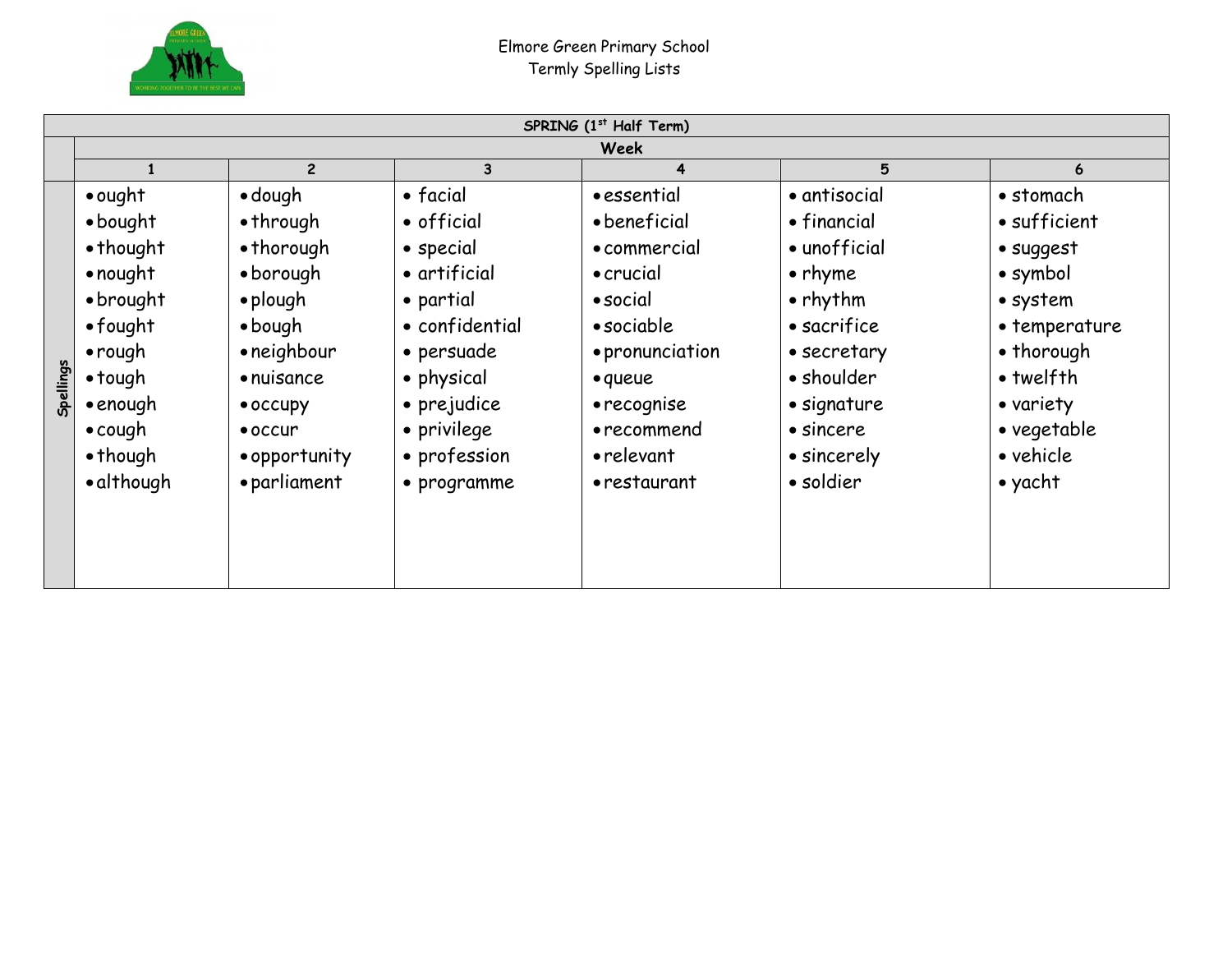Elmore Green Primary School
Termly Spelling Lists

| SPRING (1st Half Term) | | | | | | |
|---|---|---|---|---|---|---|
| | Week | | | | | |
| | 1 | 2 | 3 | 4 | 5 | 6 |
| Spellings | • ought<br>• bought<br>• thought<br>• nought<br>• brought<br>• fought<br>• rough<br>• tough<br>• enough<br>• cough<br>• though<br>• although | • dough<br>• through<br>• thorough<br>• borough<br>• plough<br>• bough<br>• neighbour<br>• nuisance<br>• occupy<br>• occur<br>• opportunity<br>• parliament | • facial<br>• official<br>• special<br>• artificial<br>• partial<br>• confidential<br>• persuade<br>• physical<br>• prejudice<br>• privilege<br>• profession<br>• programme | • essential<br>• beneficial<br>• commercial<br>• crucial<br>• social<br>• sociable<br>• pronunciation<br>• queue<br>• recognise<br>• recommend<br>• relevant<br>• restaurant | • antisocial<br>• financial<br>• unofficial<br>• rhyme<br>• rhythm<br>• sacrifice<br>• secretary<br>• shoulder<br>• signature<br>• sincere<br>• sincerely<br>• soldier | • stomach<br>• sufficient<br>• suggest<br>• symbol<br>• system<br>• temperature<br>• thorough<br>• twelfth<br>• variety<br>• vegetable<br>• vehicle<br>• yacht |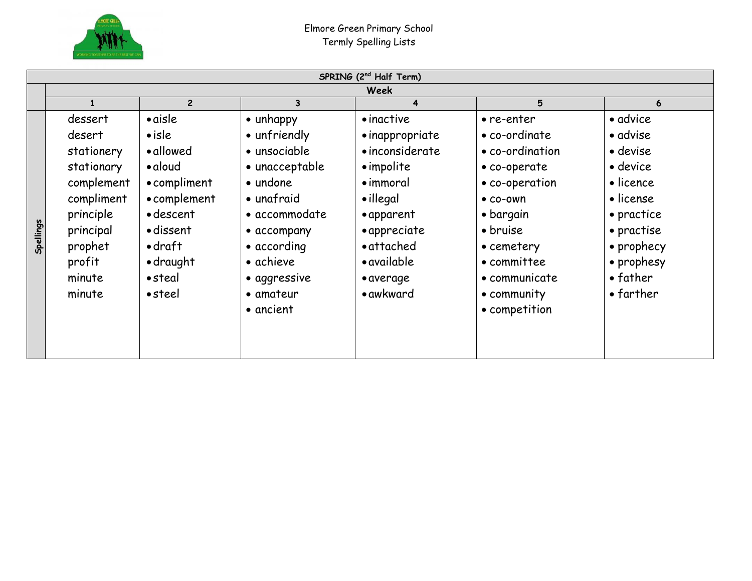Elmore Green Primary School
Termly Spelling Lists

| SPRING (2nd Half Term) | | | | | | |
|---|---|---|---|---|---|---|
| | Week | | | | | |
| | 1 | 2 | 3 | 4 | 5 | 6 |
| Spellings | dessert<br>desert<br>stationery<br>stationary<br>complement<br>compliment<br>principle<br>principal<br>prophet<br>profit<br>minute<br>minute | • aisle<br>• isle<br>• allowed<br>• aloud<br>• compliment<br>• complement<br>• descent<br>• dissent<br>• draft<br>• draught<br>• steal<br>• steel | • unhappy<br>• unfriendly<br>• unsociable<br>• unacceptable<br>• undone<br>• unafraid<br>• accommodate<br>• accompany<br>• according<br>• achieve<br>• aggressive<br>• amateur<br>• ancient | • inactive<br>• inappropriate<br>• inconsiderate<br>• impolite<br>• immoral<br>• illegal<br>• apparent<br>• appreciate<br>• attached<br>• available<br>• average<br>• awkward | • re-enter<br>• co-ordinate<br>• co-ordination<br>• co-operate<br>• co-operation<br>• co-own<br>• bargain<br>• bruise<br>• cemetery<br>• committee<br>• communicate<br>• community<br>• competition | • advice<br>• advise<br>• devise<br>• device<br>• licence<br>• license<br>• practice<br>• practise<br>• prophecy<br>• prophesy<br>• father<br>• farther |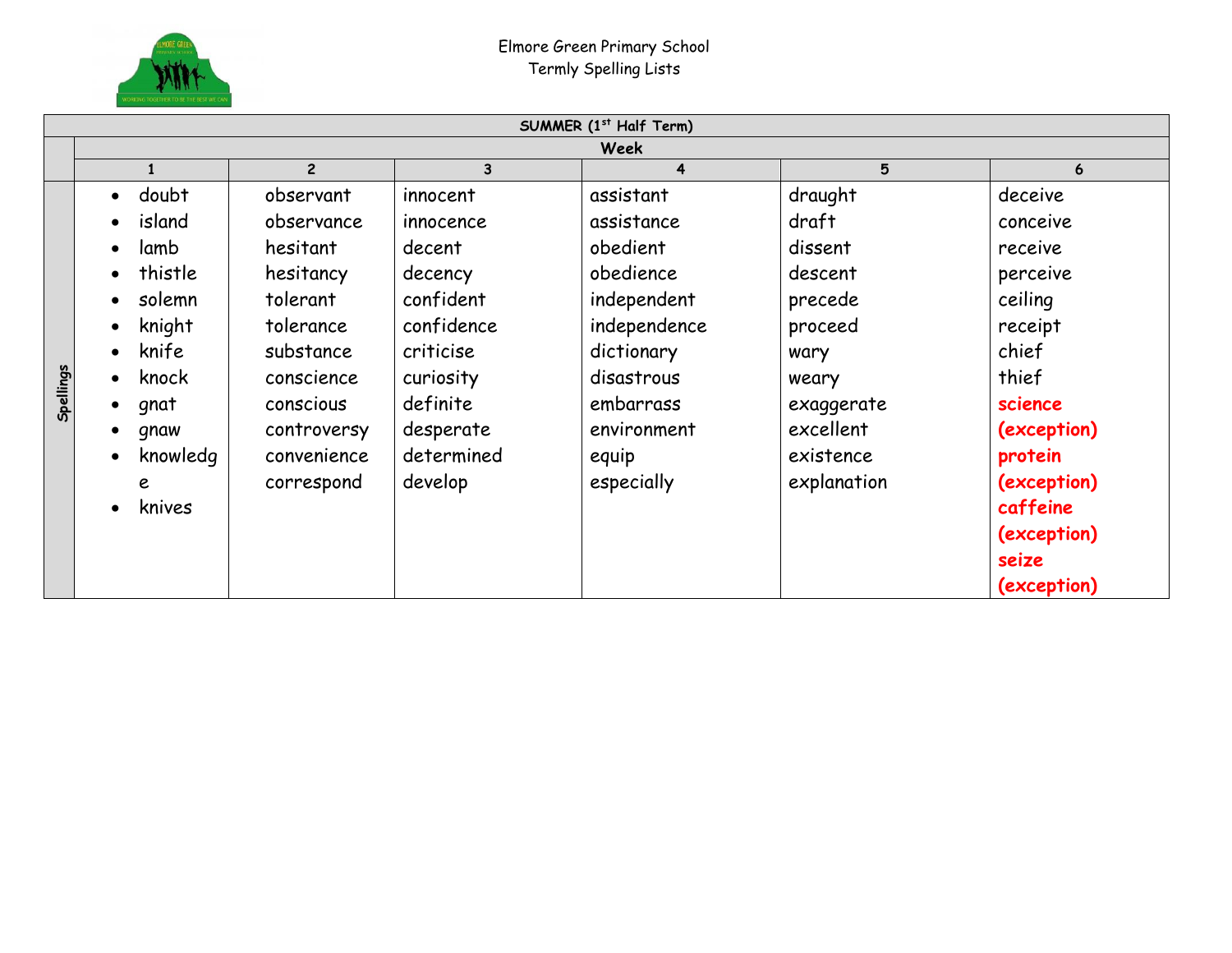Elmore Green Primary School
Termly Spelling Lists

| SUMMER (1st Half Term) | | | | | | |
|---|---|---|---|---|---|---|
| | Week | | | | | |
| | 1 | 2 | 3 | 4 | 5 | 6 |
| Spellings | • doubt<br>• island<br>• lamb<br>• thistle<br>• solemn<br>• knight<br>• knife<br>• knock<br>• gnat<br>• gnaw<br>• knowledge<br>• knives | observant<br>observance<br>hesitant<br>hesitancy<br>tolerant<br>tolerance<br>substance<br>conscience<br>conscious<br>controversy<br>convenience<br>correspond | innocent<br>innocence<br>decent<br>decency<br>confident<br>confidence<br>criticise<br>curiosity<br>definite<br>desperate<br>determined<br>develop | assistant<br>assistance<br>obedient<br>obedience<br>independent<br>independence<br>dictionary<br>disastrous<br>embarrass<br>environment<br>equip<br>especially | draught<br>draft<br>dissent<br>descent<br>precede<br>proceed<br>wary<br>weary<br>exaggerate<br>excellent<br>existence<br>explanation | deceive<br>conceive<br>receive<br>perceive<br>ceiling<br>receipt<br>chief<br>thief<br>**science (exception)**<br>**protein (exception)**<br>**caffeine (exception)**<br>**seize (exception)** |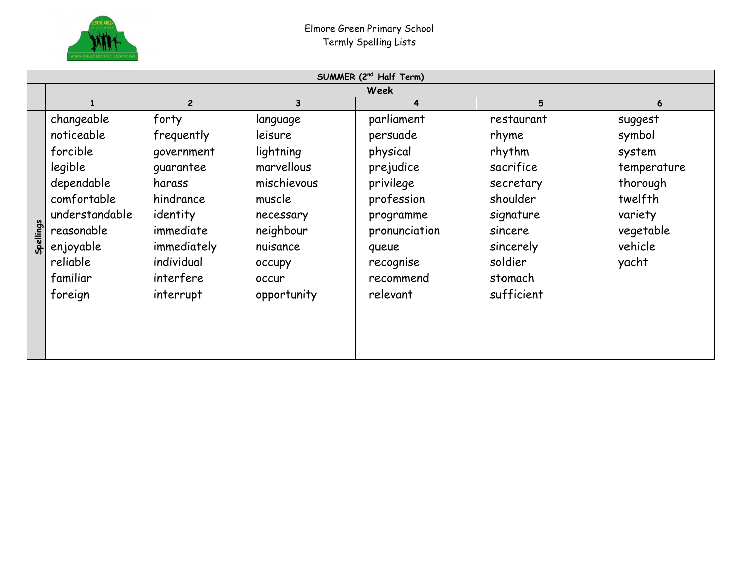Elmore Green Primary School
Termly Spelling Lists

| SUMMER (2nd Half Term) | | | | | | |
|---|---|---|---|---|---|---|
| | Week | | | | | |
| | 1 | 2 | 3 | 4 | 5 | 6 |
| Spellings | changeable | forty | language | parliament | restaurant | suggest |
| | noticeable | frequently | leisure | persuade | rhyme | symbol |
| | forcible | government | lightning | physical | rhythm | system |
| | legible | guarantee | marvellous | prejudice | sacrifice | temperature |
| | dependable | harass | mischievous | privilege | secretary | thorough |
| | comfortable | hindrance | muscle | profession | shoulder | twelfth |
| | understandable | identity | necessary | programme | signature | variety |
| | reasonable | immediate | neighbour | pronunciation | sincere | vegetable |
| | enjoyable | immediately | nuisance | queue | sincerely | vehicle |
| | reliable | individual | occupy | recognise | soldier | yacht |
| | familiar | interfere | occur | recommend | stomach | |
| | foreign | interrupt | opportunity | relevant | sufficient | |